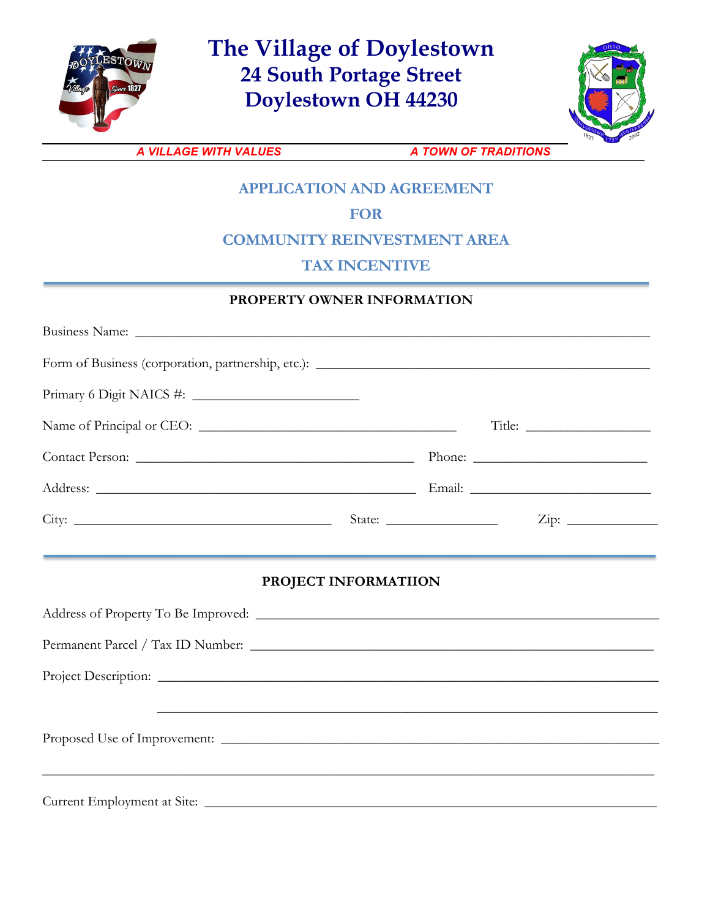# The Village of Doylestown

## 24 South Portage Street

## Doylestown OH 44230

***A VILLAGE WITH VALUES*** ***A TOWN OF TRADITIONS***

## APPLICATION AND AGREEMENT FOR COMMUNITY REINVESTMENT AREA TAX INCENTIVE

### PROPERTY OWNER INFORMATION

Business Name: ____________________________________________

Form of Business (corporation, partnership, etc.): ____________________________

Primary 6 Digit NAICS #: ______________

Name of Principal or CEO: ______________________ Title: ____________

Contact Person: ______________________ Phone: ______________

Address: ______________________ Email: ______________

City: ______________________ State: __________ Zip: __________

### PROJECT INFORMATIION

Address of Property To Be Improved: ______________________________

Permanent Parcel / Tax ID Number: ______________________________

Project Description: ____________________________________________

____________________________________________

Proposed Use of Improvement: ______________________________

____________________________________________

Current Employment at Site: ______________________________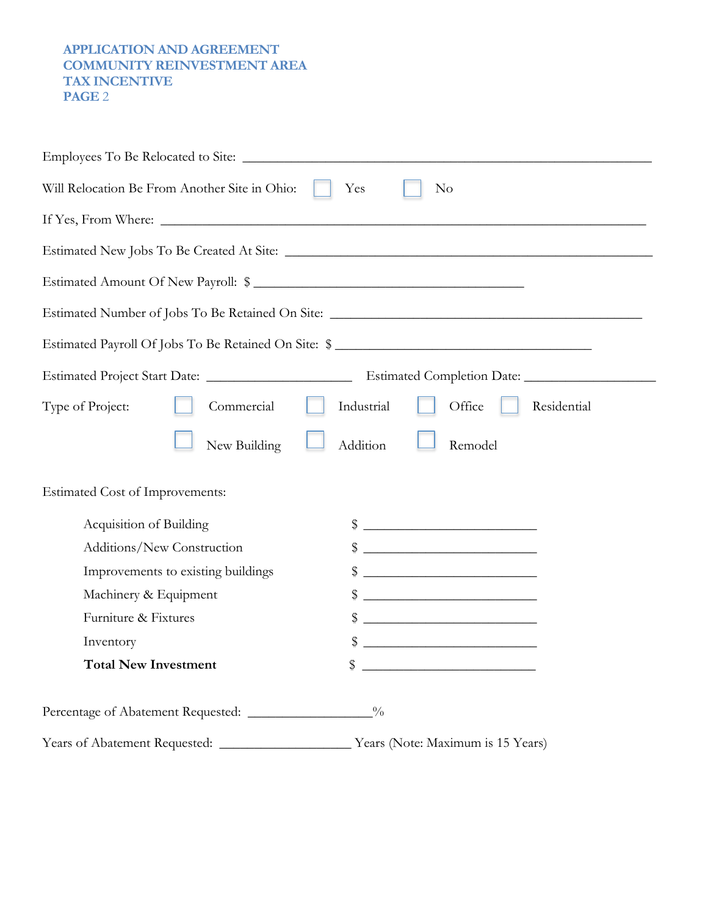Employees To Be Relocated to Site: ___________________________________________________________

Will Relocation Be From Another Site in Ohio: ☐ Yes ☐ No

If Yes, From Where: _________________________________________________________________________

Estimated New Jobs To Be Created At Site: _____________________________________________________

Estimated Amount Of New Payroll: $ ________________________________________

Estimated Number of Jobs To Be Retained On Site: _______________________________________________

Estimated Payroll Of Jobs To Be Retained On Site: $ _____________________________________

Estimated Project Start Date: ______________________ Estimated Completion Date: ___________________

Type of Project: ☐ Commercial ☐ Industrial ☐ Office ☐ Residential

☐ New Building ☐ Addition ☐ Remodel

Estimated Cost of Improvements:

| | |
|---|---|
| Acquisition of Building | $ __________________________ |
| Additions/New Construction | $ __________________________ |
| Improvements to existing buildings | $ __________________________ |
| Machinery & Equipment | $ __________________________ |
| Furniture & Fixtures | $ __________________________ |
| Inventory | $ __________________________ |
| **Total New Investment** | $ __________________________ |

Percentage of Abatement Requested: __________________%

Years of Abatement Requested: ____________________ Years (Note: Maximum is 15 Years)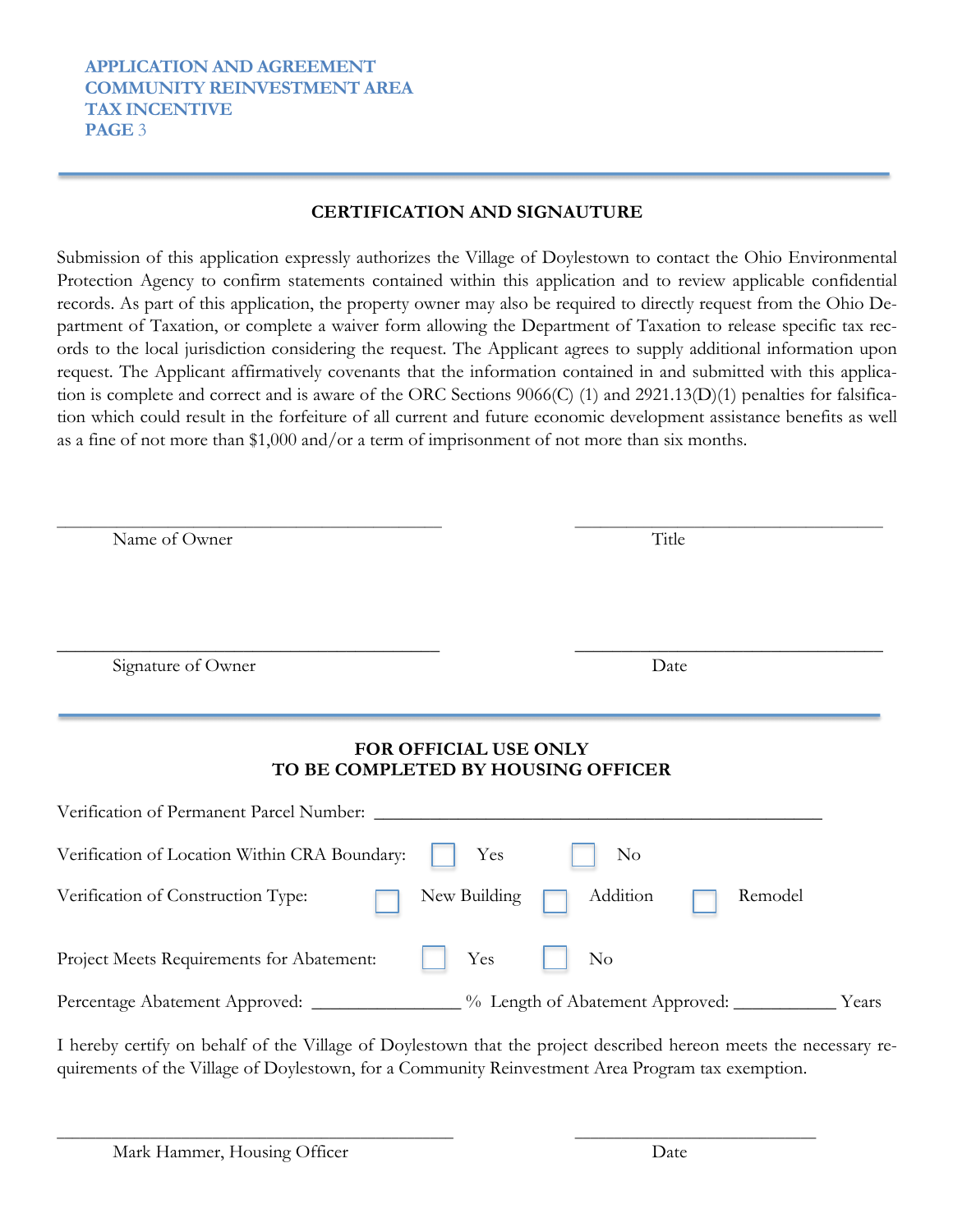## CERTIFICATION AND SIGNAUTURE

Submission of this application expressly authorizes the Village of Doylestown to contact the Ohio Environmental Protection Agency to confirm statements contained within this application and to review applicable confidential records. As part of this application, the property owner may also be required to directly request from the Ohio Department of Taxation, or complete a waiver form allowing the Department of Taxation to release specific tax records to the local jurisdiction considering the request. The Applicant agrees to supply additional information upon request. The Applicant affirmatively covenants that the information contained in and submitted with this application is complete and correct and is aware of the ORC Sections 9066(C) (1) and 2921.13(D)(1) penalties for falsification which could result in the forfeiture of all current and future economic development assistance benefits as well as a fine of not more than $1,000 and/or a term of imprisonment of not more than six months.

\_\_\_\_\_\_\_\_\_\_\_\_\_\_\_\_\_\_\_\_\_\_\_\_\_\_\_\_\_\_\_\_\_\_\_\_\_\_\_\_ \_\_\_\_\_\_\_\_\_\_\_\_\_\_\_\_\_\_\_\_\_\_\_\_\_\_\_\_\_\_\_\_

Name of Owner Title

\_\_\_\_\_\_\_\_\_\_\_\_\_\_\_\_\_\_\_\_\_\_\_\_\_\_\_\_\_\_\_\_\_\_\_\_\_\_\_\_ \_\_\_\_\_\_\_\_\_\_\_\_\_\_\_\_\_\_\_\_\_\_\_\_\_\_\_\_\_\_\_\_

Signature of Owner Date

## FOR OFFICIAL USE ONLY
## TO BE COMPLETED BY HOUSING OFFICER

Verification of Permanent Parcel Number: \_\_\_\_\_\_\_\_\_\_\_\_\_\_\_\_\_\_\_\_\_\_\_\_\_\_\_\_\_\_\_\_\_\_\_\_\_\_\_\_\_\_\_\_\_\_

Verification of Location Within CRA Boundary: ☐ Yes ☐ No

Verification of Construction Type: ☐ New Building ☐ Addition ☐ Remodel

Project Meets Requirements for Abatement: ☐ Yes ☐ No

Percentage Abatement Approved: \_\_\_\_\_\_\_\_\_\_\_\_\_\_\_ % Length of Abatement Approved: \_\_\_\_\_\_\_\_\_\_ Years

I hereby certify on behalf of the Village of Doylestown that the project described hereon meets the necessary requirements of the Village of Doylestown, for a Community Reinvestment Area Program tax exemption.

\_\_\_\_\_\_\_\_\_\_\_\_\_\_\_\_\_\_\_\_\_\_\_\_\_\_\_\_\_\_\_\_\_\_\_\_\_\_\_\_ \_\_\_\_\_\_\_\_\_\_\_\_\_\_\_\_\_\_\_\_\_\_\_\_\_\_

Mark Hammer, Housing Officer Date